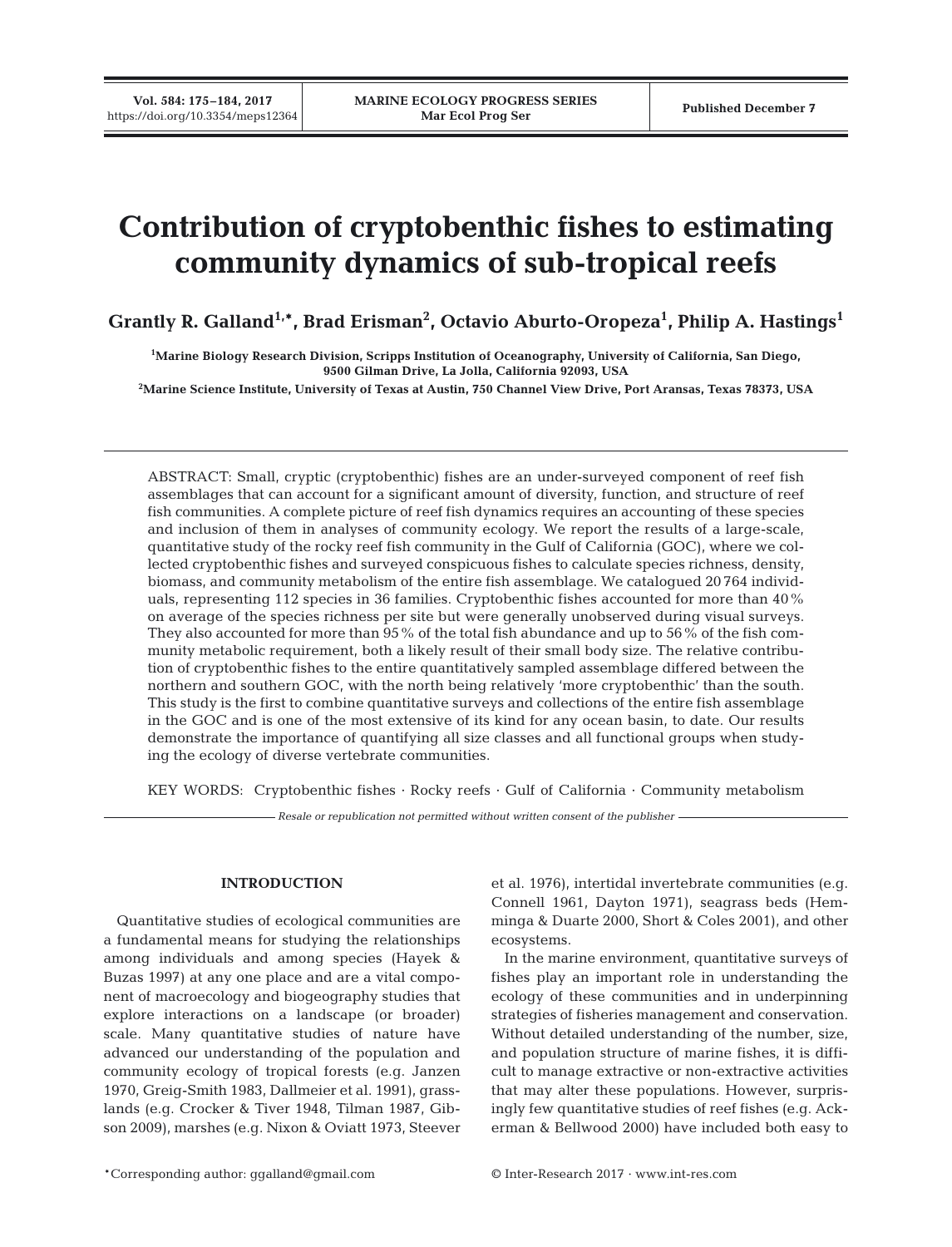# Contribution of cryptobenthic fishes to estimating community dynamics of sub-tropical reefs

**Grantly R. Galland[1,*], Brad Erisman[2], Octavio Aburto-Oropeza[1], Philip A. Hastings[1]**

[1]Marine Biology Research Division, Scripps Institution of Oceanography, University of California, San Diego, 9500 Gilman Drive, La Jolla, California 92093, USA

[2]Marine Science Institute, University of Texas at Austin, 750 Channel View Drive, Port Aransas, Texas 78373, USA

ABSTRACT: Small, cryptic (cryptobenthic) fishes are an under-surveyed component of reef fish assemblages that can account for a significant amount of diversity, function, and structure of reef fish communities. A complete picture of reef fish dynamics requires an accounting of these species and inclusion of them in analyses of community ecology. We report the results of a large-scale, quantitative study of the rocky reef fish community in the Gulf of California (GOC), where we collected cryptobenthic fishes and surveyed conspicuous fishes to calculate species richness, density, biomass, and community metabolism of the entire fish assemblage. We catalogued 20 764 individuals, representing 112 species in 36 families. Cryptobenthic fishes accounted for more than 40% on average of the species richness per site but were generally unobserved during visual surveys. They also accounted for more than 95% of the total fish abundance and up to 56% of the fish community metabolic requirement, both a likely result of their small body size. The relative contribution of cryptobenthic fishes to the entire quantitatively sampled assemblage differed between the northern and southern GOC, with the north being relatively 'more cryptobenthic' than the south. This study is the first to combine quantitative surveys and collections of the entire fish assemblage in the GOC and is one of the most extensive of its kind for any ocean basin, to date. Our results demonstrate the importance of quantifying all size classes and all functional groups when studying the ecology of diverse vertebrate communities.

KEY WORDS: Cryptobenthic fishes · Rocky reefs · Gulf of California · Community metabolism

*Resale or republication not permitted without written consent of the publisher*

## INTRODUCTION

Quantitative studies of ecological communities are a fundamental means for studying the relationships among individuals and among species (Hayek & Buzas 1997) at any one place and are a vital component of macroecology and biogeography studies that explore interactions on a landscape (or broader) scale. Many quantitative studies of nature have advanced our understanding of the population and community ecology of tropical forests (e.g. Janzen 1970, Greig-Smith 1983, Dallmeier et al. 1991), grasslands (e.g. Crocker & Tiver 1948, Tilman 1987, Gibson 2009), marshes (e.g. Nixon & Oviatt 1973, Steever et al. 1976), intertidal invertebrate communities (e.g. Connell 1961, Dayton 1971), seagrass beds (Hemminga & Duarte 2000, Short & Coles 2001), and other ecosystems.

In the marine environment, quantitative surveys of fishes play an important role in understanding the ecology of these communities and in underpinning strategies of fisheries management and conservation. Without detailed understanding of the number, size, and population structure of marine fishes, it is difficult to manage extractive or non-extractive activities that may alter these populations. However, surprisingly few quantitative studies of reef fishes (e.g. Ackerman & Bellwood 2000) have included both easy to

*Corresponding author: ggalland@gmail.com

© Inter-Research 2017 · www.int-res.com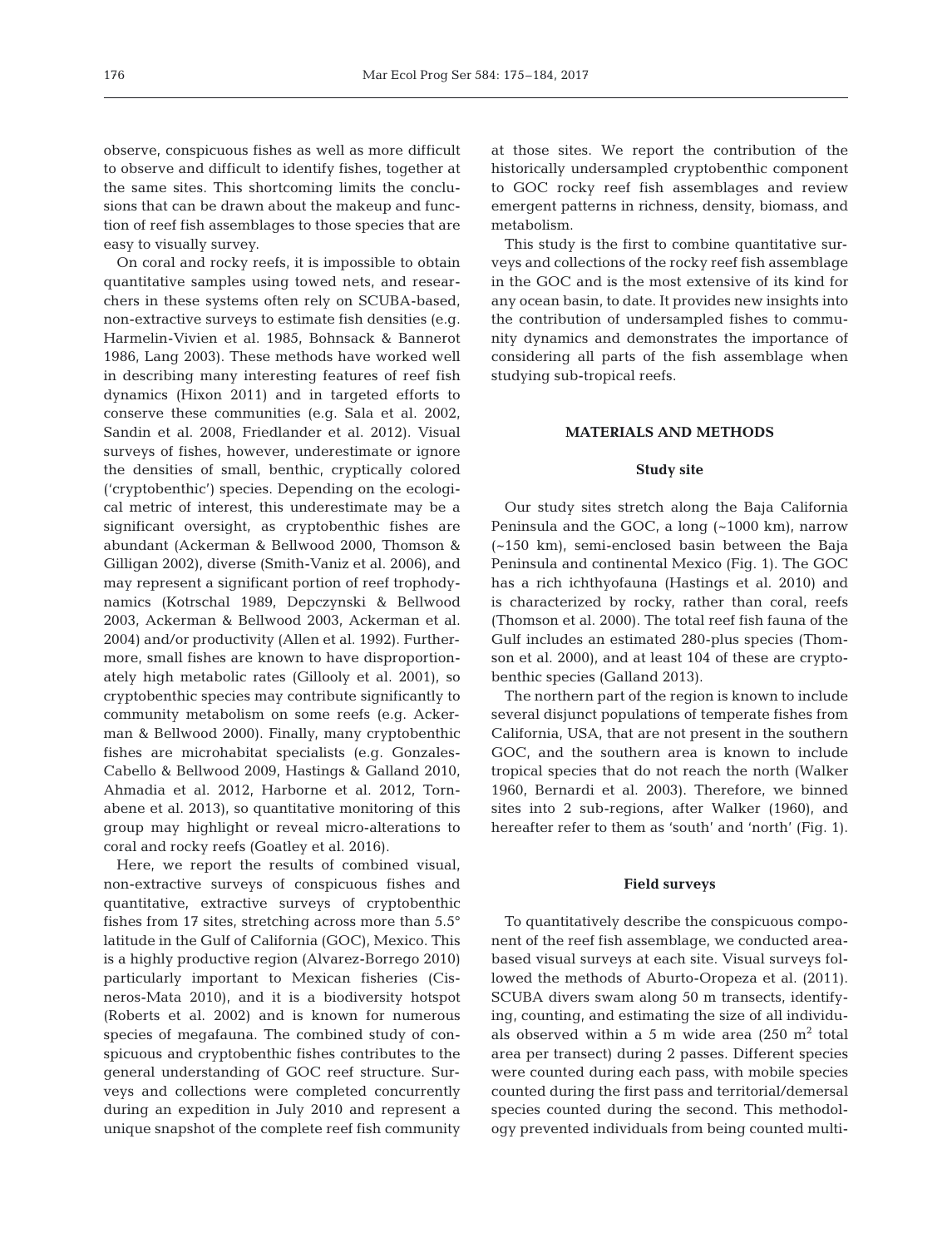observe, conspicuous fishes as well as more difficult to observe and difficult to identify fishes, together at the same sites. This shortcoming limits the conclusions that can be drawn about the makeup and function of reef fish assemblages to those species that are easy to visually survey.

On coral and rocky reefs, it is impossible to obtain quantitative samples using towed nets, and researchers in these systems often rely on SCUBA-based, non-extractive surveys to estimate fish densities (e.g. Harmelin-Vivien et al. 1985, Bohnsack & Bannerot 1986, Lang 2003). These methods have worked well in describing many interesting features of reef fish dynamics (Hixon 2011) and in targeted efforts to conserve these communities (e.g. Sala et al. 2002, Sandin et al. 2008, Friedlander et al. 2012). Visual surveys of fishes, however, underestimate or ignore the densities of small, benthic, cryptically colored ('cryptobenthic') species. Depending on the ecological metric of interest, this underestimate may be a significant oversight, as cryptobenthic fishes are abundant (Ackerman & Bellwood 2000, Thomson & Gilligan 2002), diverse (Smith-Vaniz et al. 2006), and may represent a significant portion of reef trophodynamics (Kotrschal 1989, Depczynski & Bellwood 2003, Ackerman & Bellwood 2003, Ackerman et al. 2004) and/or productivity (Allen et al. 1992). Furthermore, small fishes are known to have disproportionately high metabolic rates (Gillooly et al. 2001), so cryptobenthic species may contribute significantly to community metabolism on some reefs (e.g. Ackerman & Bellwood 2000). Finally, many cryptobenthic fishes are microhabitat specialists (e.g. Gonzales-Cabello & Bellwood 2009, Hastings & Galland 2010, Ahmadia et al. 2012, Harborne et al. 2012, Tornabene et al. 2013), so quantitative monitoring of this group may highlight or reveal micro-alterations to coral and rocky reefs (Goatley et al. 2016).

Here, we report the results of combined visual, non-extractive surveys of conspicuous fishes and quantitative, extractive surveys of cryptobenthic fishes from 17 sites, stretching across more than 5.5° latitude in the Gulf of California (GOC), Mexico. This is a highly productive region (Alvarez-Borrego 2010) particularly important to Mexican fisheries (Cisneros-Mata 2010), and it is a biodiversity hotspot (Roberts et al. 2002) and is known for numerous species of megafauna. The combined study of conspicuous and cryptobenthic fishes contributes to the general understanding of GOC reef structure. Surveys and collections were completed concurrently during an expedition in July 2010 and represent a unique snapshot of the complete reef fish community at those sites. We report the contribution of the historically undersampled cryptobenthic component to GOC rocky reef fish assemblages and review emergent patterns in richness, density, biomass, and metabolism.

This study is the first to combine quantitative surveys and collections of the rocky reef fish assemblage in the GOC and is the most extensive of its kind for any ocean basin, to date. It provides new insights into the contribution of undersampled fishes to community dynamics and demonstrates the importance of considering all parts of the fish assemblage when studying sub-tropical reefs.

## MATERIALS AND METHODS

### Study site

Our study sites stretch along the Baja California Peninsula and the GOC, a long (~1000 km), narrow (~150 km), semi-enclosed basin between the Baja Peninsula and continental Mexico (Fig. 1). The GOC has a rich ichthyofauna (Hastings et al. 2010) and is characterized by rocky, rather than coral, reefs (Thomson et al. 2000). The total reef fish fauna of the Gulf includes an estimated 280-plus species (Thomson et al. 2000), and at least 104 of these are cryptobenthic species (Galland 2013).

The northern part of the region is known to include several disjunct populations of temperate fishes from California, USA, that are not present in the southern GOC, and the southern area is known to include tropical species that do not reach the north (Walker 1960, Bernardi et al. 2003). Therefore, we binned sites into 2 sub-regions, after Walker (1960), and hereafter refer to them as 'south' and 'north' (Fig. 1).

### Field surveys

To quantitatively describe the conspicuous component of the reef fish assemblage, we conducted area-based visual surveys at each site. Visual surveys followed the methods of Aburto-Oropeza et al. (2011). SCUBA divers swam along 50 m transects, identifying, counting, and estimating the size of all individuals observed within a 5 m wide area (250 $m^2$ total area per transect) during 2 passes. Different species were counted during each pass, with mobile species counted during the first pass and territorial/demersal species counted during the second. This methodology prevented individuals from being counted multi-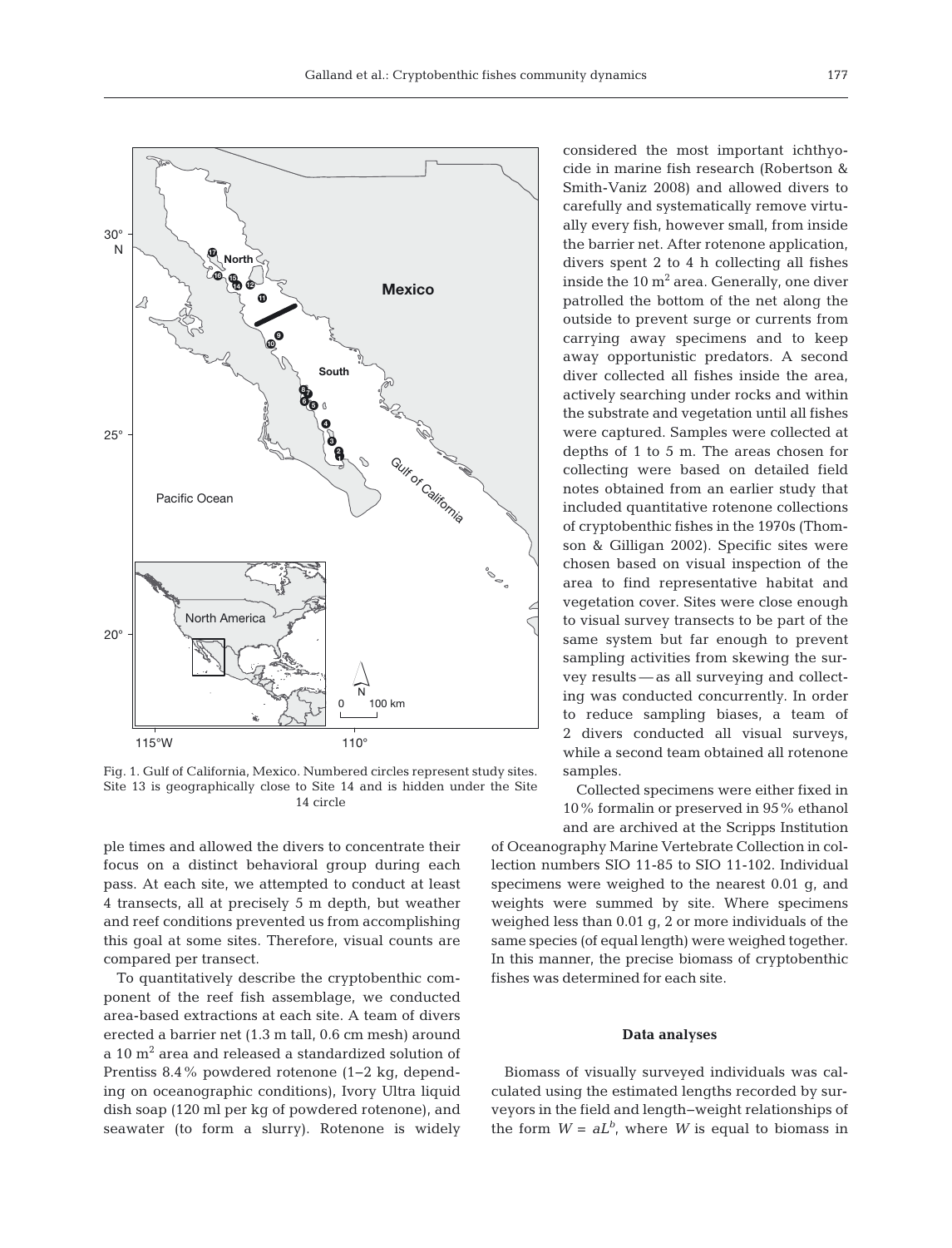Fig. 1. Gulf of California, Mexico. Numbered circles represent study sites. Site 13 is geographically close to Site 14 and is hidden under the Site 14 circle

ple times and allowed the divers to concentrate their focus on a distinct behavioral group during each pass. At each site, we attempted to conduct at least 4 transects, all at precisely 5 m depth, but weather and reef conditions prevented us from accomplishing this goal at some sites. Therefore, visual counts are compared per transect.

To quantitatively describe the cryptobenthic component of the reef fish assemblage, we conducted area-based extractions at each site. A team of divers erected a barrier net (1.3 m tall, 0.6 cm mesh) around a 10 m$^2$ area and released a standardized solution of Prentiss 8.4% powdered rotenone (1–2 kg, depending on oceanographic conditions), Ivory Ultra liquid dish soap (120 ml per kg of powdered rotenone), and seawater (to form a slurry). Rotenone is widely considered the most important ichthyocide in marine fish research (Robertson & Smith-Vaniz 2008) and allowed divers to carefully and systematically remove virtually every fish, however small, from inside the barrier net. After rotenone application, divers spent 2 to 4 h collecting all fishes inside the 10 m$^2$ area. Generally, one diver patrolled the bottom of the net along the outside to prevent surge or currents from carrying away specimens and to keep away opportunistic predators. A second diver collected all fishes inside the area, actively searching under rocks and within the substrate and vegetation until all fishes were captured. Samples were collected at depths of 1 to 5 m. The areas chosen for collecting were based on detailed field notes obtained from an earlier study that included quantitative rotenone collections of cryptobenthic fishes in the 1970s (Thomson & Gilligan 2002). Specific sites were chosen based on visual inspection of the area to find representative habitat and vegetation cover. Sites were close enough to visual survey transects to be part of the same system but far enough to prevent sampling activities from skewing the survey results — as all surveying and collecting was conducted concurrently. In order to reduce sampling biases, a team of 2 divers conducted all visual surveys, while a second team obtained all rotenone samples.

Collected specimens were either fixed in 10% formalin or preserved in 95% ethanol and are archived at the Scripps Institution of Oceanography Marine Vertebrate Collection in collection numbers SIO 11-85 to SIO 11-102. Individual specimens were weighed to the nearest 0.01 g, and weights were summed by site. Where specimens weighed less than 0.01 g, 2 or more individuals of the same species (of equal length) were weighed together. In this manner, the precise biomass of cryptobenthic fishes was determined for each site.

## Data analyses

Biomass of visually surveyed individuals was calculated using the estimated lengths recorded by surveyors in the field and length–weight relationships of the form $W = aL^b$, where $W$ is equal to biomass in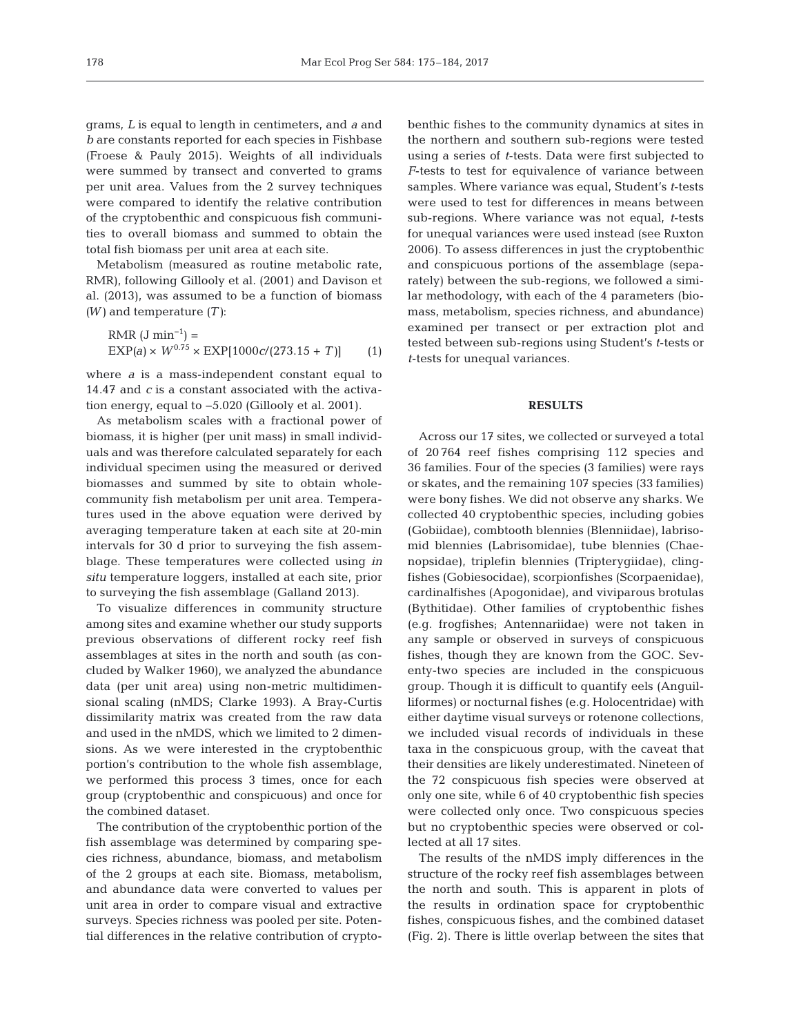grams, $L$ is equal to length in centimeters, and $a$ and $b$ are constants reported for each species in Fishbase (Froese & Pauly 2015). Weights of all individuals were summed by transect and converted to grams per unit area. Values from the 2 survey techniques were compared to identify the relative contribution of the cryptobenthic and conspicuous fish communities to overall biomass and summed to obtain the total fish biomass per unit area at each site.

Metabolism (measured as routine metabolic rate, RMR), following Gillooly et al. (2001) and Davison et al. (2013), was assumed to be a function of biomass ($W$) and temperature ($T$):

$$\text{RMR (J min}^{-1}) = \text{EXP}(a) \times W^{0.75} \times \text{EXP}[1000c/(273.15 + T)] \quad (1)$$

where $a$ is a mass-independent constant equal to 14.47 and $c$ is a constant associated with the activation energy, equal to −5.020 (Gillooly et al. 2001).

As metabolism scales with a fractional power of biomass, it is higher (per unit mass) in small individuals and was therefore calculated separately for each individual specimen using the measured or derived biomasses and summed by site to obtain whole-community fish metabolism per unit area. Temperatures used in the above equation were derived by averaging temperature taken at each site at 20-min intervals for 30 d prior to surveying the fish assemblage. These temperatures were collected using *in situ* temperature loggers, installed at each site, prior to surveying the fish assemblage (Galland 2013).

To visualize differences in community structure among sites and examine whether our study supports previous observations of different rocky reef fish assemblages at sites in the north and south (as concluded by Walker 1960), we analyzed the abundance data (per unit area) using non-metric multidimensional scaling (nMDS; Clarke 1993). A Bray-Curtis dissimilarity matrix was created from the raw data and used in the nMDS, which we limited to 2 dimensions. As we were interested in the cryptobenthic portion's contribution to the whole fish assemblage, we performed this process 3 times, once for each group (cryptobenthic and conspicuous) and once for the combined dataset.

The contribution of the cryptobenthic portion of the fish assemblage was determined by comparing species richness, abundance, biomass, and metabolism of the 2 groups at each site. Biomass, metabolism, and abundance data were converted to values per unit area in order to compare visual and extractive surveys. Species richness was pooled per site. Potential differences in the relative contribution of cryptobenthic fishes to the community dynamics at sites in the northern and southern sub-regions were tested using a series of $t$-tests. Data were first subjected to $F$-tests to test for equivalence of variance between samples. Where variance was equal, Student's $t$-tests were used to test for differences in means between sub-regions. Where variance was not equal, $t$-tests for unequal variances were used instead (see Ruxton 2006). To assess differences in just the cryptobenthic and conspicuous portions of the assemblage (separately) between the sub-regions, we followed a similar methodology, with each of the 4 parameters (biomass, metabolism, species richness, and abundance) examined per transect or per extraction plot and tested between sub-regions using Student's $t$-tests or $t$-tests for unequal variances.

## RESULTS

Across our 17 sites, we collected or surveyed a total of 20 764 reef fishes comprising 112 species and 36 families. Four of the species (3 families) were rays or skates, and the remaining 107 species (33 families) were bony fishes. We did not observe any sharks. We collected 40 cryptobenthic species, including gobies (Gobiidae), combtooth blennies (Blenniidae), labrisomid blennies (Labrisomidae), tube blennies (Chaenopsidae), triplefin blennies (Tripterygiidae), clingfishes (Gobiesocidae), scorpionfishes (Scorpaenidae), cardinalfishes (Apogonidae), and viviparous brotulas (Bythitidae). Other families of cryptobenthic fishes (e.g. frogfishes; Antennariidae) were not taken in any sample or observed in surveys of conspicuous fishes, though they are known from the GOC. Seventy-two species are included in the conspicuous group. Though it is difficult to quantify eels (Anguilliformes) or nocturnal fishes (e.g. Holocentridae) with either daytime visual surveys or rotenone collections, we included visual records of individuals in these taxa in the conspicuous group, with the caveat that their densities are likely underestimated. Nineteen of the 72 conspicuous fish species were observed at only one site, while 6 of 40 cryptobenthic fish species were collected only once. Two conspicuous species but no cryptobenthic species were observed or collected at all 17 sites.

The results of the nMDS imply differences in the structure of the rocky reef fish assemblages between the north and south. This is apparent in plots of the results in ordination space for cryptobenthic fishes, conspicuous fishes, and the combined dataset (Fig. 2). There is little overlap between the sites that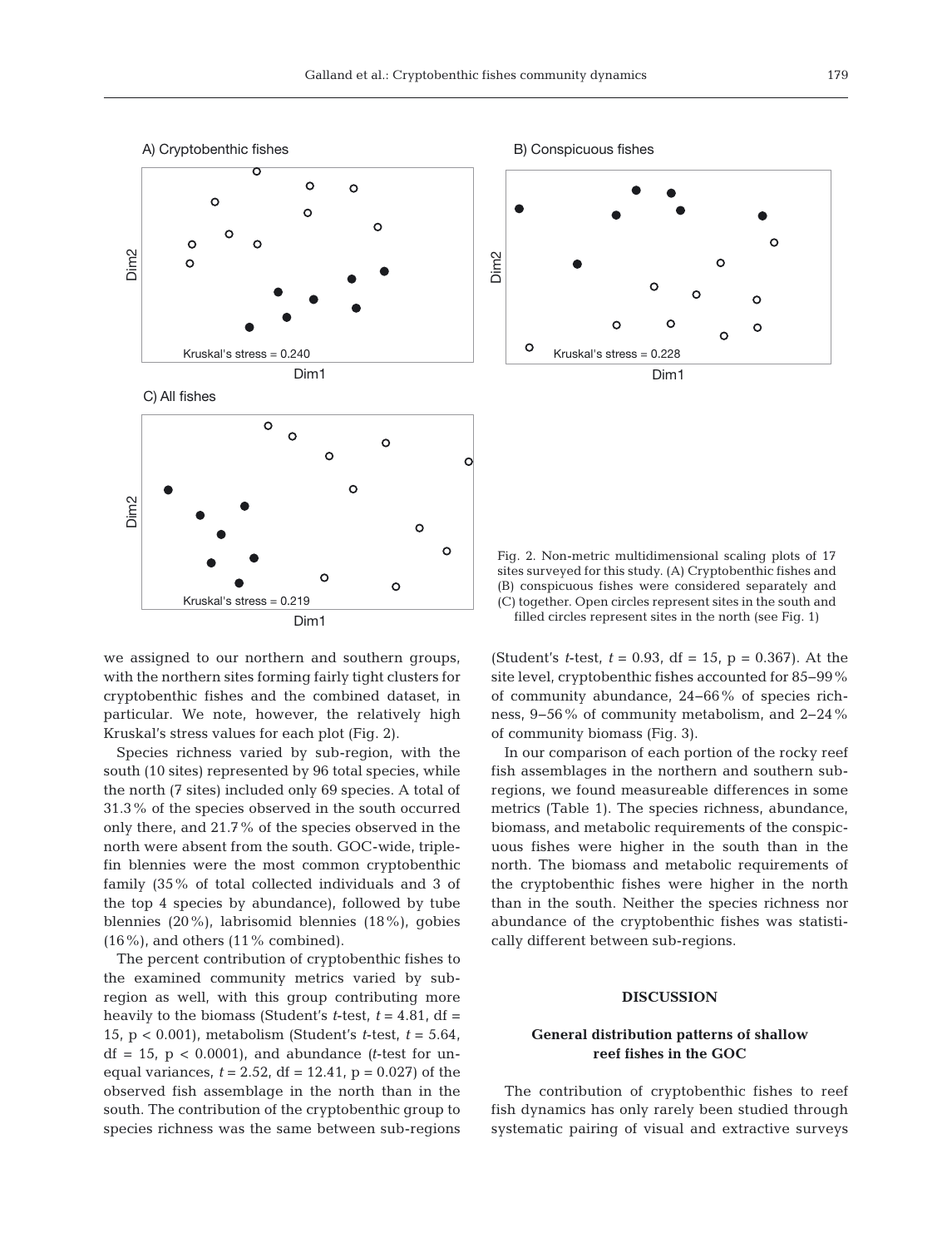Fig. 2. Non-metric multidimensional scaling plots of 17 sites surveyed for this study. (A) Cryptobenthic fishes and (B) conspicuous fishes were considered separately and (C) together. Open circles represent sites in the south and filled circles represent sites in the north (see Fig. 1)

we assigned to our northern and southern groups, with the northern sites forming fairly tight clusters for cryptobenthic fishes and the combined dataset, in particular. We note, however, the relatively high Kruskal's stress values for each plot (Fig. 2).

Species richness varied by sub-region, with the south (10 sites) represented by 96 total species, while the north (7 sites) included only 69 species. A total of 31.3% of the species observed in the south occurred only there, and 21.7% of the species observed in the north were absent from the south. GOC-wide, triplefin blennies were the most common cryptobenthic family (35% of total collected individuals and 3 of the top 4 species by abundance), followed by tube blennies (20%), labrisomid blennies (18%), gobies (16%), and others (11% combined).

The percent contribution of cryptobenthic fishes to the examined community metrics varied by sub-region as well, with this group contributing more heavily to the biomass (Student's *t*-test, $t = 4.81$, df = 15, $p < 0.001$), metabolism (Student's *t*-test, $t = 5.64$, df = 15, $p < 0.0001$), and abundance (*t*-test for unequal variances, $t = 2.52$, df = 12.41, $p = 0.027$) of the observed fish assemblage in the north than in the south. The contribution of the cryptobenthic group to species richness was the same between sub-regions (Student's *t*-test, $t = 0.93$, df = 15, $p = 0.367$). At the site level, cryptobenthic fishes accounted for 85–99% of community abundance, 24–66% of species richness, 9–56% of community metabolism, and 2–24% of community biomass (Fig. 3).

In our comparison of each portion of the rocky reef fish assemblages in the northern and southern sub-regions, we found measureable differences in some metrics (Table 1). The species richness, abundance, biomass, and metabolic requirements of the conspicuous fishes were higher in the south than in the north. The biomass and metabolic requirements of the cryptobenthic fishes were higher in the north than in the south. Neither the species richness nor abundance of the cryptobenthic fishes was statistically different between sub-regions.

## DISCUSSION

### General distribution patterns of shallow reef fishes in the GOC

The contribution of cryptobenthic fishes to reef fish dynamics has only rarely been studied through systematic pairing of visual and extractive surveys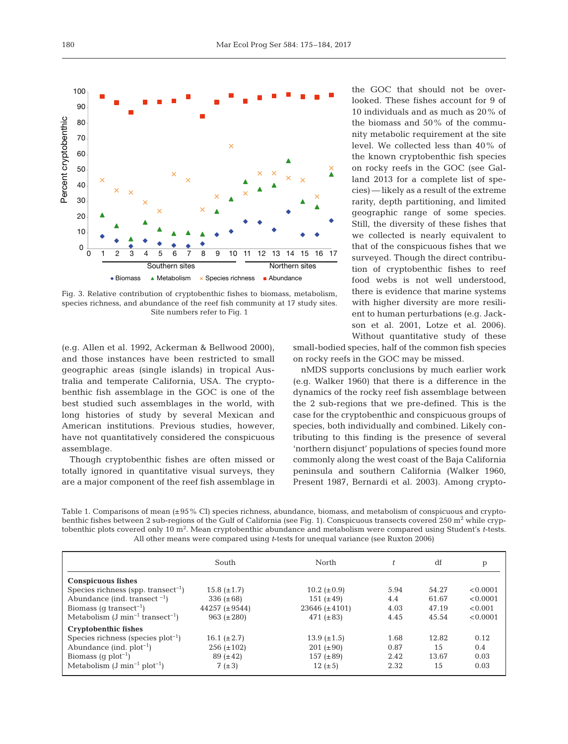Fig. 3. Relative contribution of cryptobenthic fishes to biomass, metabolism, species richness, and abundance of the reef fish community at 17 study sites. Site numbers refer to Fig. 1

(e.g. Allen et al. 1992, Ackerman & Bellwood 2000), and those instances have been restricted to small geographic areas (single islands) in tropical Australia and temperate California, USA. The cryptobenthic fish assemblage in the GOC is one of the best studied such assemblages in the world, with long histories of study by several Mexican and American institutions. Previous studies, however, have not quantitatively considered the conspicuous assemblage.

Though cryptobenthic fishes are often missed or totally ignored in quantitative visual surveys, they are a major component of the reef fish assemblage in the GOC that should not be overlooked. These fishes account for 9 of 10 individuals and as much as 20% of the biomass and 50% of the community metabolic requirement at the site level. We collected less than 40% of the known cryptobenthic fish species on rocky reefs in the GOC (see Galland 2013 for a complete list of species) — likely as a result of the extreme rarity, depth partitioning, and limited geographic range of some species. Still, the diversity of these fishes that we collected is nearly equivalent to that of the conspicuous fishes that we surveyed. Though the direct contribution of cryptobenthic fishes to reef food webs is not well understood, there is evidence that marine systems with higher diversity are more resilient to human perturbations (e.g. Jackson et al. 2001, Lotze et al. 2006). Without quantitative study of these small-bodied species, half of the common fish species on rocky reefs in the GOC may be missed.

nMDS supports conclusions by much earlier work (e.g. Walker 1960) that there is a difference in the dynamics of the rocky reef fish assemblage between the 2 sub-regions that we pre-defined. This is the case for the cryptobenthic and conspicuous groups of species, both individually and combined. Likely contributing to this finding is the presence of several 'northern disjunct' populations of species found more commonly along the west coast of the Baja California peninsula and southern California (Walker 1960, Present 1987, Bernardi et al. 2003). Among crypto-

Table 1. Comparisons of mean (±95% CI) species richness, abundance, biomass, and metabolism of conspicuous and cryptobenthic fishes between 2 sub-regions of the Gulf of California (see Fig. 1). Conspicuous transects covered 250 $m^2$ while cryptobenthic plots covered only 10 $m^2$. Mean cryptobenthic abundance and metabolism were compared using Student's *t*-tests. All other means were compared using *t*-tests for unequal variance (see Ruxton 2006)

| | South | North | *t* | df | p |
|---|---|---|---|---|---|
| **Conspicuous fishes** | | | | | |
| Species richness (spp. transect$^{-1}$) | 15.8 (±1.7) | 10.2 (±0.9) | 5.94 | 54.27 | <0.0001 |
| Abundance (ind. transect $^{-1}$) | 336 (±68) | 151 (±49) | 4.4 | 61.67 | <0.0001 |
| Biomass (g transect$^{-1}$) | 44257 (±9544) | 23646 (±4101) | 4.03 | 47.19 | <0.001 |
| Metabolism (J min$^{-1}$ transect$^{-1}$) | 963 (±280) | 471 (±83) | 4.45 | 45.54 | <0.0001 |
| **Cryptobenthic fishes** | | | | | |
| Species richness (species plot$^{-1}$) | 16.1 (±2.7) | 13.9 (±1.5) | 1.68 | 12.82 | 0.12 |
| Abundance (ind. plot$^{-1}$) | 256 (±102) | 201 (±90) | 0.87 | 15 | 0.4 |
| Biomass (g plot$^{-1}$) | 89 (±42) | 157 (±89) | 2.42 | 13.67 | 0.03 |
| Metabolism (J min$^{-1}$ plot$^{-1}$) | 7 (±3) | 12 (±5) | 2.32 | 15 | 0.03 |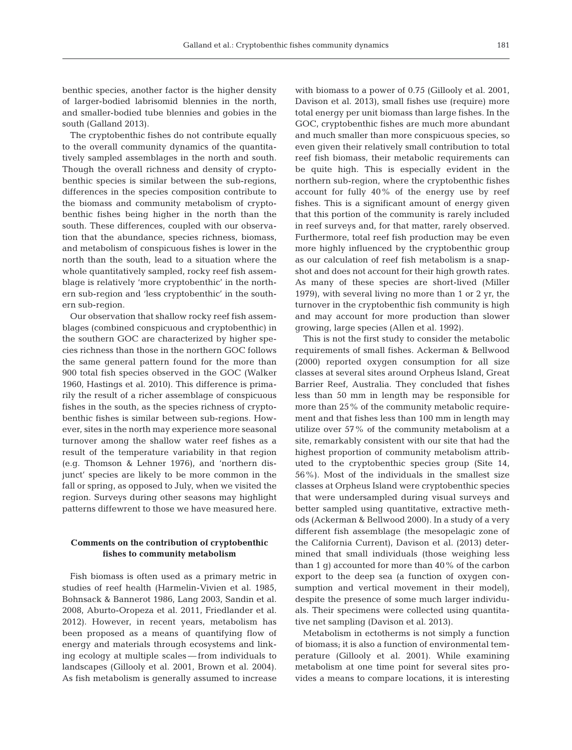benthic species, another factor is the higher density of larger-bodied labrisomid blennies in the north, and smaller-bodied tube blennies and gobies in the south (Galland 2013).

The cryptobenthic fishes do not contribute equally to the overall community dynamics of the quantitatively sampled assemblages in the north and south. Though the overall richness and density of cryptobenthic species is similar between the sub-regions, differences in the species composition contribute to the biomass and community metabolism of cryptobenthic fishes being higher in the north than the south. These differences, coupled with our observation that the abundance, species richness, biomass, and metabolism of conspicuous fishes is lower in the north than the south, lead to a situation where the whole quantitatively sampled, rocky reef fish assemblage is relatively 'more cryptobenthic' in the northern sub-region and 'less cryptobenthic' in the southern sub-region.

Our observation that shallow rocky reef fish assemblages (combined conspicuous and cryptobenthic) in the southern GOC are characterized by higher species richness than those in the northern GOC follows the same general pattern found for the more than 900 total fish species observed in the GOC (Walker 1960, Hastings et al. 2010). This difference is primarily the result of a richer assemblage of conspicuous fishes in the south, as the species richness of cryptobenthic fishes is similar between sub-regions. However, sites in the north may experience more seasonal turnover among the shallow water reef fishes as a result of the temperature variability in that region (e.g. Thomson & Lehner 1976), and 'northern disjunct' species are likely to be more common in the fall or spring, as opposed to July, when we visited the region. Surveys during other seasons may highlight patterns diffewrent to those we have measured here.

### Comments on the contribution of cryptobenthic fishes to community metabolism

Fish biomass is often used as a primary metric in studies of reef health (Harmelin-Vivien et al. 1985, Bohnsack & Bannerot 1986, Lang 2003, Sandin et al. 2008, Aburto-Oropeza et al. 2011, Friedlander et al. 2012). However, in recent years, metabolism has been proposed as a means of quantifying flow of energy and materials through ecosystems and linking ecology at multiple scales — from individuals to landscapes (Gillooly et al. 2001, Brown et al. 2004). As fish metabolism is generally assumed to increase with biomass to a power of 0.75 (Gillooly et al. 2001, Davison et al. 2013), small fishes use (require) more total energy per unit biomass than large fishes. In the GOC, cryptobenthic fishes are much more abundant and much smaller than more conspicuous species, so even given their relatively small contribution to total reef fish biomass, their metabolic requirements can be quite high. This is especially evident in the northern sub-region, where the cryptobenthic fishes account for fully 40% of the energy use by reef fishes. This is a significant amount of energy given that this portion of the community is rarely included in reef surveys and, for that matter, rarely observed. Furthermore, total reef fish production may be even more highly influenced by the cryptobenthic group as our calculation of reef fish metabolism is a snapshot and does not account for their high growth rates. As many of these species are short-lived (Miller 1979), with several living no more than 1 or 2 yr, the turnover in the cryptobenthic fish community is high and may account for more production than slower growing, large species (Allen et al. 1992).

This is not the first study to consider the metabolic requirements of small fishes. Ackerman & Bellwood (2000) reported oxygen consumption for all size classes at several sites around Orpheus Island, Great Barrier Reef, Australia. They concluded that fishes less than 50 mm in length may be responsible for more than 25% of the community metabolic requirement and that fishes less than 100 mm in length may utilize over 57% of the community metabolism at a site, remarkably consistent with our site that had the highest proportion of community metabolism attributed to the cryptobenthic species group (Site 14, 56%). Most of the individuals in the smallest size classes at Orpheus Island were cryptobenthic species that were undersampled during visual surveys and better sampled using quantitative, extractive methods (Ackerman & Bellwood 2000). In a study of a very different fish assemblage (the mesopelagic zone of the California Current), Davison et al. (2013) determined that small individuals (those weighing less than 1 g) accounted for more than 40% of the carbon export to the deep sea (a function of oxygen consumption and vertical movement in their model), despite the presence of some much larger individuals. Their specimens were collected using quantitative net sampling (Davison et al. 2013).

Metabolism in ectotherms is not simply a function of biomass; it is also a function of environmental temperature (Gillooly et al. 2001). While examining metabolism at one time point for several sites provides a means to compare locations, it is interesting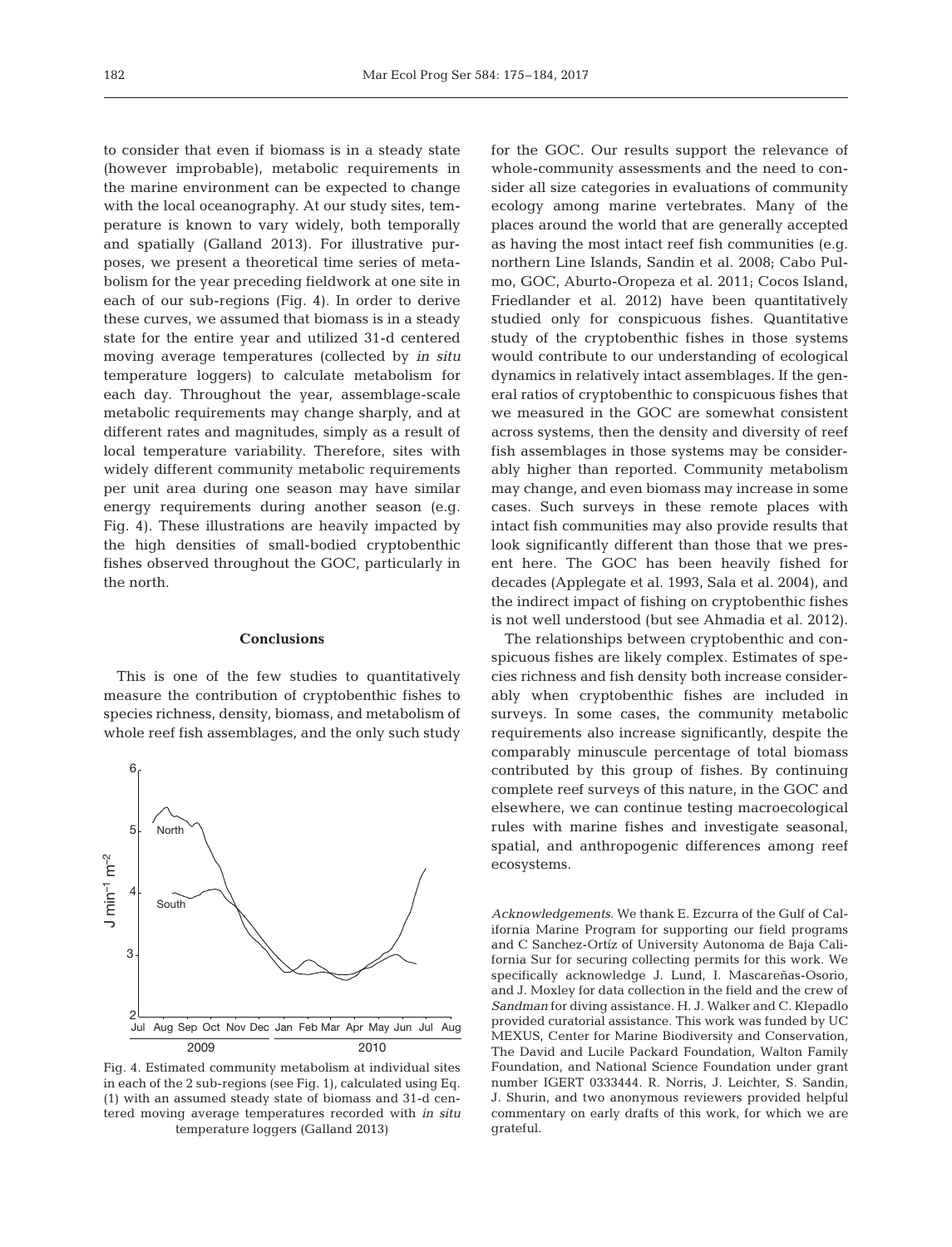to consider that even if biomass is in a steady state (however improbable), metabolic requirements in the marine environment can be expected to change with the local oceanography. At our study sites, temperature is known to vary widely, both temporally and spatially (Galland 2013). For illustrative purposes, we present a theoretical time series of metabolism for the year preceding fieldwork at one site in each of our sub-regions (Fig. 4). In order to derive these curves, we assumed that biomass is in a steady state for the entire year and utilized 31-d centered moving average temperatures (collected by *in situ* temperature loggers) to calculate metabolism for each day. Throughout the year, assemblage-scale metabolic requirements may change sharply, and at different rates and magnitudes, simply as a result of local temperature variability. Therefore, sites with widely different community metabolic requirements per unit area during one season may have similar energy requirements during another season (e.g. Fig. 4). These illustrations are heavily impacted by the high densities of small-bodied cryptobenthic fishes observed throughout the GOC, particularly in the north.

## Conclusions

This is one of the few studies to quantitatively measure the contribution of cryptobenthic fishes to species richness, density, biomass, and metabolism of whole reef fish assemblages, and the only such study for the GOC. Our results support the relevance of whole-community assessments and the need to consider all size categories in evaluations of community ecology among marine vertebrates. Many of the places around the world that are generally accepted as having the most intact reef fish communities (e.g. northern Line Islands, Sandin et al. 2008; Cabo Pulmo, GOC, Aburto-Oropeza et al. 2011; Cocos Island, Friedlander et al. 2012) have been quantitatively studied only for conspicuous fishes. Quantitative study of the cryptobenthic fishes in those systems would contribute to our understanding of ecological dynamics in relatively intact assemblages. If the general ratios of cryptobenthic to conspicuous fishes that we measured in the GOC are somewhat consistent across systems, then the density and diversity of reef fish assemblages in those systems may be considerably higher than reported. Community metabolism may change, and even biomass may increase in some cases. Such surveys in these remote places with intact fish communities may also provide results that look significantly different than those that we present here. The GOC has been heavily fished for decades (Applegate et al. 1993, Sala et al. 2004), and the indirect impact of fishing on cryptobenthic fishes is not well understood (but see Ahmadia et al. 2012).

The relationships between cryptobenthic and conspicuous fishes are likely complex. Estimates of species richness and fish density both increase considerably when cryptobenthic fishes are included in surveys. In some cases, the community metabolic requirements also increase significantly, despite the comparably minuscule percentage of total biomass contributed by this group of fishes. By continuing complete reef surveys of this nature, in the GOC and elsewhere, we can continue testing macroecological rules with marine fishes and investigate seasonal, spatial, and anthropogenic differences among reef ecosystems.

Fig. 4. Estimated community metabolism at individual sites in each of the 2 sub-regions (see Fig. 1), calculated using Eq. (1) with an assumed steady state of biomass and 31-d centered moving average temperatures recorded with *in situ* temperature loggers (Galland 2013)

*Acknowledgements*. We thank E. Ezcurra of the Gulf of California Marine Program for supporting our field programs and C Sanchez-Ortíz of University Autonoma de Baja California Sur for securing collecting permits for this work. We specifically acknowledge J. Lund, I. Mascareñas-Osorio, and J. Moxley for data collection in the field and the crew of *Sandman* for diving assistance. H. J. Walker and C. Klepadlo provided curatorial assistance. This work was funded by UC MEXUS, Center for Marine Biodiversity and Conservation, The David and Lucile Packard Foundation, Walton Family Foundation, and National Science Foundation under grant number IGERT 0333444. R. Norris, J. Leichter, S. Sandin, J. Shurin, and two anonymous reviewers provided helpful commentary on early drafts of this work, for which we are grateful.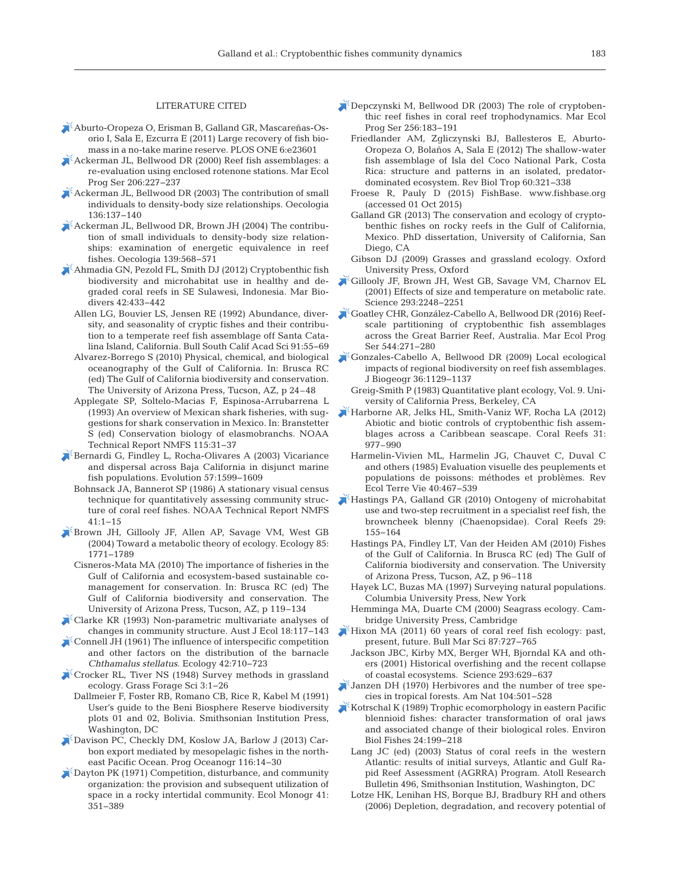## LITERATURE CITED

Aburto-Oropeza O, Erisman B, Galland GR, Mascareñas-Osorio I, Sala E, Ezcurra E (2011) Large recovery of fish biomass in a no-take marine reserve. PLOS ONE 6:e23601

Ackerman JL, Bellwood DR (2000) Reef fish assemblages: a re-evaluation using enclosed rotenone stations. Mar Ecol Prog Ser 206:227–237

Ackerman JL, Bellwood DR (2003) The contribution of small individuals to density-body size relationships. Oecologia 136:137–140

Ackerman JL, Bellwood DR, Brown JH (2004) The contribution of small individuals to density-body size relationships: examination of energetic equivalence in reef fishes. Oecologia 139:568–571

Ahmadia GN, Pezold FL, Smith DJ (2012) Cryptobenthic fish biodiversity and microhabitat use in healthy and degraded coral reefs in SE Sulawesi, Indonesia. Mar Biodivers 42:433–442

Allen LG, Bouvier LS, Jensen RE (1992) Abundance, diversity, and seasonality of cryptic fishes and their contribution to a temperate reef fish assemblage off Santa Catalina Island, California. Bull South Calif Acad Sci 91:55–69

Alvarez-Borrego S (2010) Physical, chemical, and biological oceanography of the Gulf of California. In: Brusca RC (ed) The Gulf of California biodiversity and conservation. The University of Arizona Press, Tucson, AZ, p 24–48

Applegate SP, Soltelo-Macias F, Espinosa-Arrubarrena L (1993) An overview of Mexican shark fisheries, with suggestions for shark conservation in Mexico. In: Branstetter S (ed) Conservation biology of elasmobranchs. NOAA Technical Report NMFS 115:31–37

Bernardi G, Findley L, Rocha-Olivares A (2003) Vicariance and dispersal across Baja California in disjunct marine fish populations. Evolution 57:1599–1609

Bohnsack JA, Bannerot SP (1986) A stationary visual census technique for quantitatively assessing community structure of coral reef fishes. NOAA Technical Report NMFS 41:1–15

Brown JH, Gillooly JF, Allen AP, Savage VM, West GB (2004) Toward a metabolic theory of ecology. Ecology 85: 1771–1789

Cisneros-Mata MA (2010) The importance of fisheries in the Gulf of California and ecosystem-based sustainable co-management for conservation. In: Brusca RC (ed) The Gulf of California biodiversity and conservation. The University of Arizona Press, Tucson, AZ, p 119–134

Clarke KR (1993) Non-parametric multivariate analyses of changes in community structure. Aust J Ecol 18:117–143

Connell JH (1961) The influence of interspecific competition and other factors on the distribution of the barnacle *Chthamalus stellatus*. Ecology 42:710–723

Crocker RL, Tiver NS (1948) Survey methods in grassland ecology. Grass Forage Sci 3:1–26

Dallmeier F, Foster RB, Romano CB, Rice R, Kabel M (1991) User's guide to the Beni Biosphere Reserve biodiversity plots 01 and 02, Bolivia. Smithsonian Institution Press, Washington, DC

Davison PC, Checkly DM, Koslow JA, Barlow J (2013) Carbon export mediated by mesopelagic fishes in the northeast Pacific Ocean. Prog Oceanogr 116:14–30

Dayton PK (1971) Competition, disturbance, and community organization: the provision and subsequent utilization of space in a rocky intertidal community. Ecol Monogr 41: 351–389

Depczynski M, Bellwood DR (2003) The role of cryptobenthic reef fishes in coral reef trophodynamics. Mar Ecol Prog Ser 256:183–191

Friedlander AM, Zgliczynski BJ, Ballesteros E, Aburto-Oropeza O, Bolaños A, Sala E (2012) The shallow-water fish assemblage of Isla del Coco National Park, Costa Rica: structure and patterns in an isolated, predator-dominated ecosystem. Rev Biol Trop 60:321–338

Froese R, Pauly D (2015) FishBase. www.fishbase.org (accessed 01 Oct 2015)

Galland GR (2013) The conservation and ecology of cryptobenthic fishes on rocky reefs in the Gulf of California, Mexico. PhD dissertation, University of California, San Diego, CA

Gibson DJ (2009) Grasses and grassland ecology. Oxford University Press, Oxford

Gillooly JF, Brown JH, West GB, Savage VM, Charnov EL (2001) Effects of size and temperature on metabolic rate. Science 293:2248–2251

Goatley CHR, González-Cabello A, Bellwood DR (2016) Reef-scale partitioning of cryptobenthic fish assemblages across the Great Barrier Reef, Australia. Mar Ecol Prog Ser 544:271–280

Gonzales-Cabello A, Bellwood DR (2009) Local ecological impacts of regional biodiversity on reef fish assemblages. J Biogeogr 36:1129–1137

Greig-Smith P (1983) Quantitative plant ecology, Vol. 9. University of California Press, Berkeley, CA

Harborne AR, Jelks HL, Smith-Vaniz WF, Rocha LA (2012) Abiotic and biotic controls of cryptobenthic fish assemblages across a Caribbean seascape. Coral Reefs 31: 977–990

Harmelin-Vivien ML, Harmelin JG, Chauvet C, Duval C and others (1985) Evaluation visuelle des peuplements et populations de poissons: méthodes et problèmes. Rev Ecol Terre Vie 40:467–539

Hastings PA, Galland GR (2010) Ontogeny of microhabitat use and two-step recruitment in a specialist reef fish, the browncheek blenny (Chaenopsidae). Coral Reefs 29: 155–164

Hastings PA, Findley LT, Van der Heiden AM (2010) Fishes of the Gulf of California. In Brusca RC (ed) The Gulf of California biodiversity and conservation. The University of Arizona Press, Tucson, AZ, p 96–118

Hayek LC, Buzas MA (1997) Surveying natural populations. Columbia University Press, New York

Hemminga MA, Duarte CM (2000) Seagrass ecology. Cambridge University Press, Cambridge

Hixon MA (2011) 60 years of coral reef fish ecology: past, present, future. Bull Mar Sci 87:727–765

Jackson JBC, Kirby MX, Berger WH, Bjorndal KA and others (2001) Historical overfishing and the recent collapse of coastal ecosystems. Science 293:629–637

Janzen DH (1970) Herbivores and the number of tree species in tropical forests. Am Nat 104:501–528

Kotrschal K (1989) Trophic ecomorphology in eastern Pacific blennioid fishes: character transformation of oral jaws and associated change of their biological roles. Environ Biol Fishes 24:199–218

Lang JC (ed) (2003) Status of coral reefs in the western Atlantic: results of initial surveys, Atlantic and Gulf Rapid Reef Assessment (AGRRA) Program. Atoll Research Bulletin 496, Smithsonian Institution, Washington, DC

Lotze HK, Lenihan HS, Borque BJ, Bradbury RH and others (2006) Depletion, degradation, and recovery potential of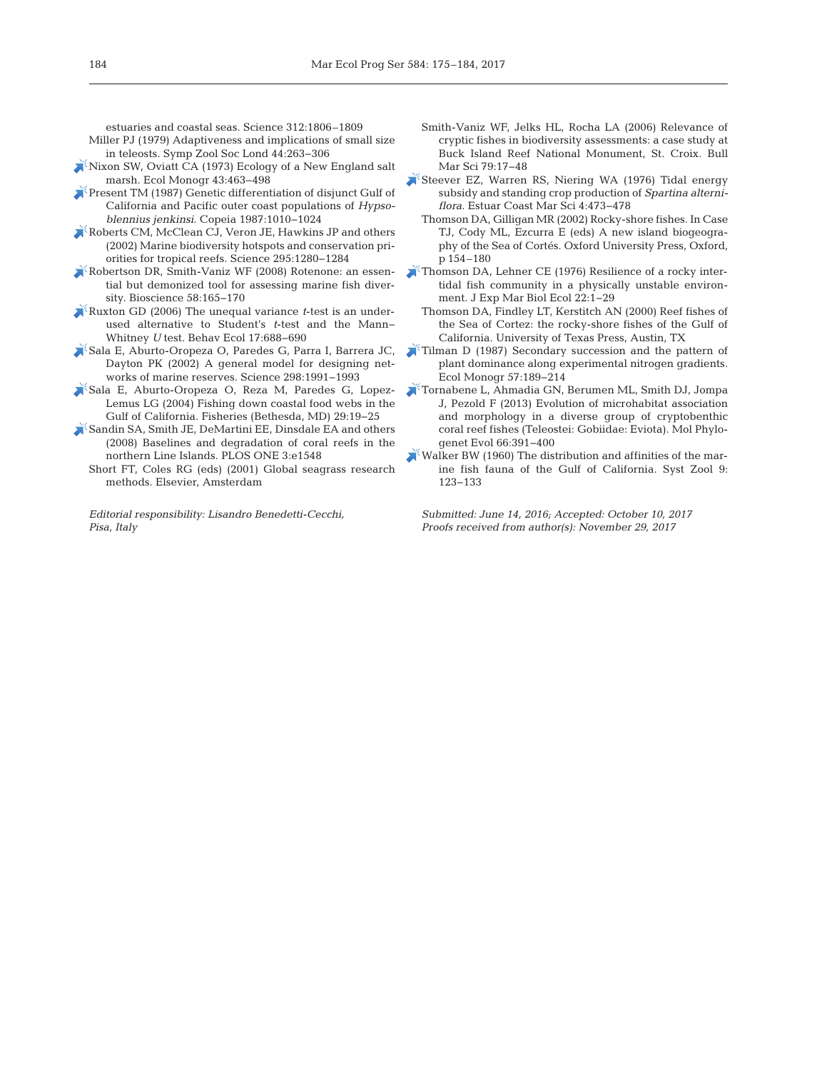estuaries and coastal seas. Science 312:1806–1809

Miller PJ (1979) Adaptiveness and implications of small size in teleosts. Symp Zool Soc Lond 44:263–306

Nixon SW, Oviatt CA (1973) Ecology of a New England salt marsh. Ecol Monogr 43:463–498

Present TM (1987) Genetic differentiation of disjunct Gulf of California and Pacific outer coast populations of *Hypsoblennius jenkinsi*. Copeia 1987:1010–1024

Roberts CM, McClean CJ, Veron JE, Hawkins JP and others (2002) Marine biodiversity hotspots and conservation priorities for tropical reefs. Science 295:1280–1284

Robertson DR, Smith-Vaniz WF (2008) Rotenone: an essential but demonized tool for assessing marine fish diversity. Bioscience 58:165–170

Ruxton GD (2006) The unequal variance *t*-test is an underused alternative to Student's *t*-test and the Mann–Whitney *U* test. Behav Ecol 17:688–690

Sala E, Aburto-Oropeza O, Paredes G, Parra I, Barrera JC, Dayton PK (2002) A general model for designing networks of marine reserves. Science 298:1991–1993

Sala E, Aburto-Oropeza O, Reza M, Paredes G, Lopez-Lemus LG (2004) Fishing down coastal food webs in the Gulf of California. Fisheries (Bethesda, MD) 29:19–25

Sandin SA, Smith JE, DeMartini EE, Dinsdale EA and others (2008) Baselines and degradation of coral reefs in the northern Line Islands. PLOS ONE 3:e1548

Short FT, Coles RG (eds) (2001) Global seagrass research methods. Elsevier, Amsterdam

Smith-Vaniz WF, Jelks HL, Rocha LA (2006) Relevance of cryptic fishes in biodiversity assessments: a case study at Buck Island Reef National Monument, St. Croix. Bull Mar Sci 79:17–48

Steever EZ, Warren RS, Niering WA (1976) Tidal energy subsidy and standing crop production of *Spartina alterniflora*. Estuar Coast Mar Sci 4:473–478

Thomson DA, Gilligan MR (2002) Rocky-shore fishes. In Case TJ, Cody ML, Ezcurra E (eds) A new island biogeography of the Sea of Cortés. Oxford University Press, Oxford, p 154–180

Thomson DA, Lehner CE (1976) Resilience of a rocky intertidal fish community in a physically unstable environment. J Exp Mar Biol Ecol 22:1–29

Thomson DA, Findley LT, Kerstitch AN (2000) Reef fishes of the Sea of Cortez: the rocky-shore fishes of the Gulf of California. University of Texas Press, Austin, TX

Tilman D (1987) Secondary succession and the pattern of plant dominance along experimental nitrogen gradients. Ecol Monogr 57:189–214

Tornabene L, Ahmadia GN, Berumen ML, Smith DJ, Jompa J, Pezold F (2013) Evolution of microhabitat association and morphology in a diverse group of cryptobenthic coral reef fishes (Teleostei: Gobiidae: Eviota). Mol Phylogenet Evol 66:391–400

Walker BW (1960) The distribution and affinities of the marine fish fauna of the Gulf of California. Syst Zool 9:123–133

*Editorial responsibility: Lisandro Benedetti-Cecchi, Pisa, Italy*

*Submitted: June 14, 2016; Accepted: October 10, 2017*
*Proofs received from author(s): November 29, 2017*